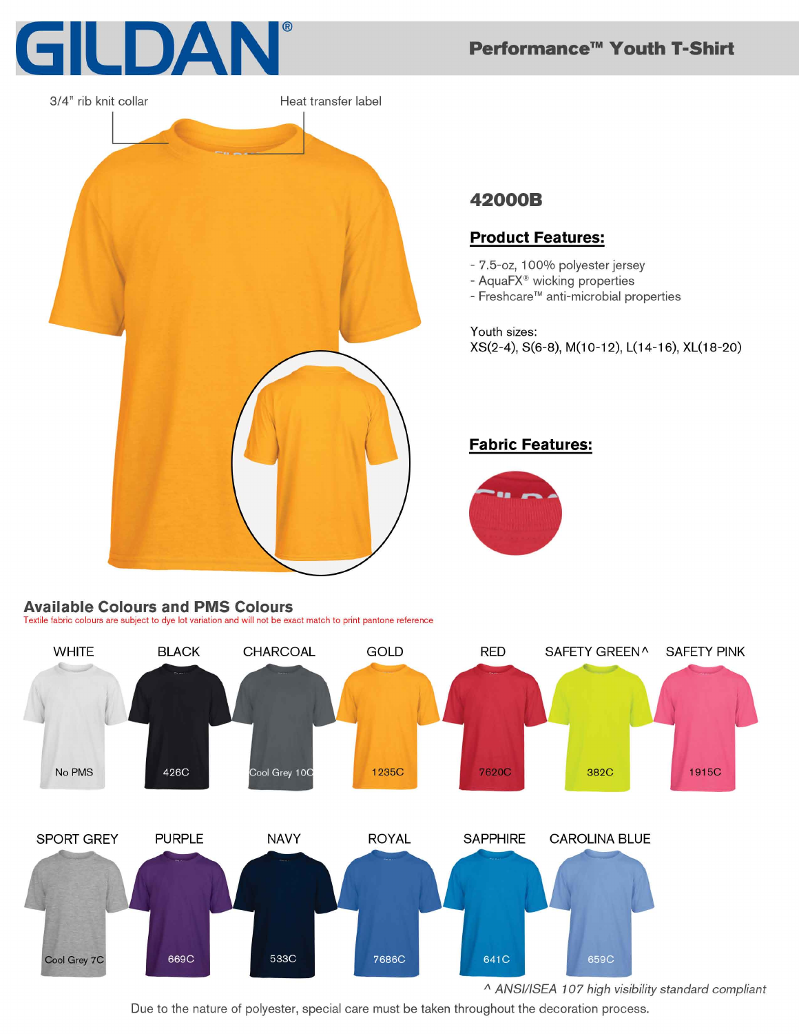# GILDAN®

## Performance™ Youth T-Shirt

3/4" rib knit collar

Heat transfer label

## 42000B

### Product Features:

- 7.5-oz, 100% polyester jersey
- AquaFX® wicking properties
- Freshcare™ anti-microbial properties

Youth sizes:
XS(2-4), S(6-8), M(10-12), L(14-16), XL(18-20)

### Fabric Features:

## Available Colours and PMS Colours

Textile fabric colours are subject to dye lot variation and will not be exact match to print pantone reference

| Colour | PMS |
|---|---|
| WHITE | No PMS |
| BLACK | 426C |
| CHARCOAL | Cool Grey 10C |
| GOLD | 1235C |
| RED | 7620C |
| SAFETY GREEN^ | 382C |
| SAFETY PINK | 1915C |
| SPORT GREY | Cool Grey 7C |
| PURPLE | 669C |
| NAVY | 533C |
| ROYAL | 7686C |
| SAPPHIRE | 641C |
| CAROLINA BLUE | 659C |

*^ ANSI/ISEA 107 high visibility standard compliant*

Due to the nature of polyester, special care must be taken throughout the decoration process.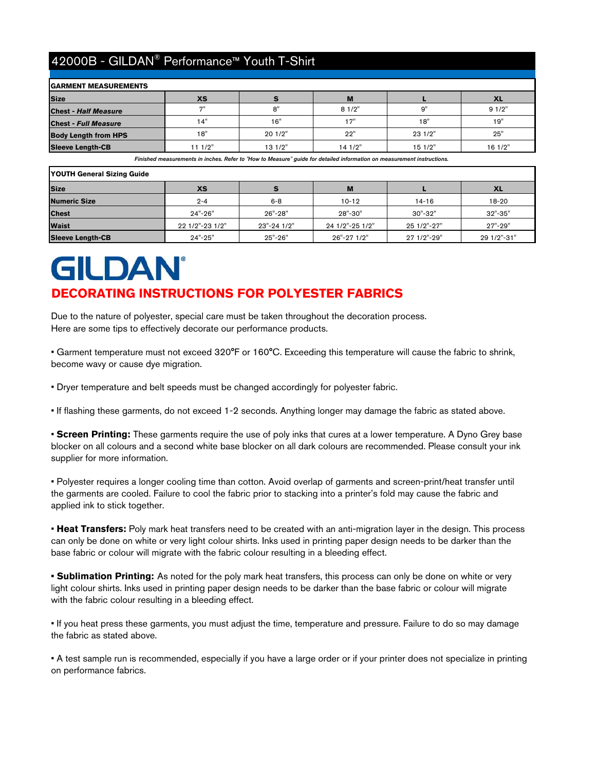# 42000B - GILDAN® Performance™ Youth T-Shirt

| GARMENT MEASUREMENTS | | | | | |
|---|---|---|---|---|---|
| **Size** | **XS** | **S** | **M** | **L** | **XL** |
| **Chest - *Half Measure*** | 7" | 8" | 8 1/2" | 9" | 9 1/2" |
| **Chest - *Full Measure*** | 14" | 16" | 17" | 18" | 19" |
| **Body Length from HPS** | 18" | 20 1/2" | 22" | 23 1/2" | 25" |
| **Sleeve Length-CB** | 11 1/2" | 13 1/2" | 14 1/2" | 15 1/2" | 16 1/2" |

***Finished measurements in inches. Refer to "How to Measure" guide for detailed information on measurement instructions.***

| YOUTH General Sizing Guide | | | | | |
|---|---|---|---|---|---|
| **Size** | **XS** | **S** | **M** | **L** | **XL** |
| **Numeric Size** | 2-4 | 6-8 | 10-12 | 14-16 | 18-20 |
| **Chest** | 24"-26" | 26"-28" | 28"-30" | 30"-32" | 32"-35" |
| **Waist** | 22 1/2"-23 1/2" | 23"-24 1/2" | 24 1/2"-25 1/2" | 25 1/2"-27" | 27"-29" |
| **Sleeve Length-CB** | 24"-25" | 25"-26" | 26"-27 1/2" | 27 1/2"-29" | 29 1/2"-31" |

# GILDAN®

## DECORATING INSTRUCTIONS FOR POLYESTER FABRICS

Due to the nature of polyester, special care must be taken throughout the decoration process.
Here are some tips to effectively decorate our performance products.

▪ Garment temperature must not exceed 320°F or 160°C. Exceeding this temperature will cause the fabric to shrink, become wavy or cause dye migration.

▪ Dryer temperature and belt speeds must be changed accordingly for polyester fabric.

▪ If flashing these garments, do not exceed 1-2 seconds. Anything longer may damage the fabric as stated above.

▪ **Screen Printing:** These garments require the use of poly inks that cures at a lower temperature. A Dyno Grey base blocker on all colours and a second white base blocker on all dark colours are recommended. Please consult your ink supplier for more information.

▪ Polyester requires a longer cooling time than cotton. Avoid overlap of garments and screen-print/heat transfer until the garments are cooled. Failure to cool the fabric prior to stacking into a printer's fold may cause the fabric and applied ink to stick together.

▪ **Heat Transfers:** Poly mark heat transfers need to be created with an anti-migration layer in the design. This process can only be done on white or very light colour shirts. Inks used in printing paper design needs to be darker than the base fabric or colour will migrate with the fabric colour resulting in a bleeding effect.

▪ **Sublimation Printing:** As noted for the poly mark heat transfers, this process can only be done on white or very light colour shirts. Inks used in printing paper design needs to be darker than the base fabric or colour will migrate with the fabric colour resulting in a bleeding effect.

▪ If you heat press these garments, you must adjust the time, temperature and pressure. Failure to do so may damage the fabric as stated above.

▪ A test sample run is recommended, especially if you have a large order or if your printer does not specialize in printing on performance fabrics.